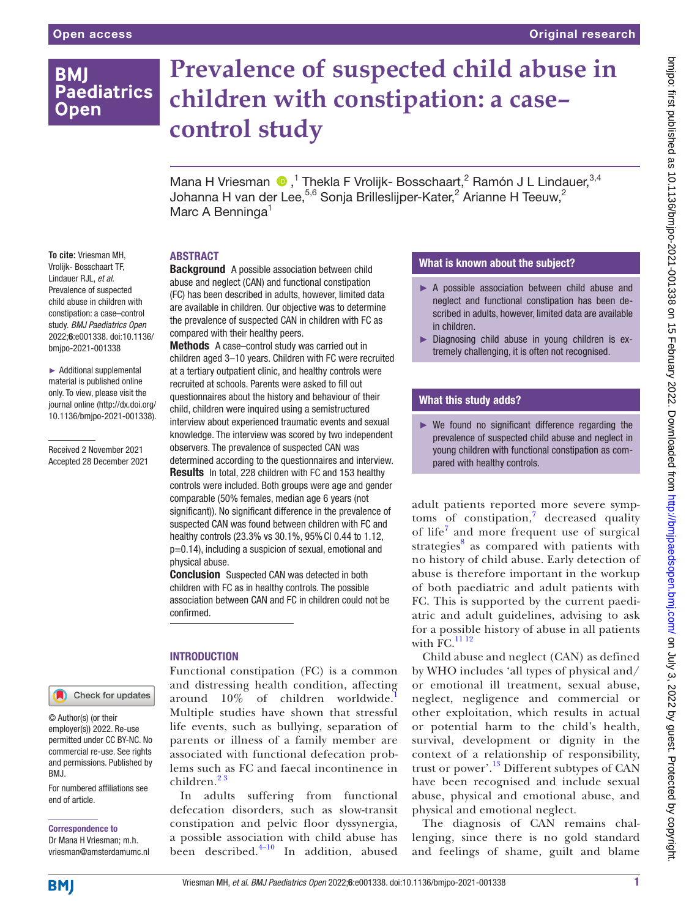Open access

Original research

# Prevalence of suspected child abuse in children with constipation: a case–control study

Mana H Vriesman [1], Thekla F Vrolijk- Bosschaart,[2] Ramón J L Lindauer,[3,4] Johanna H van der Lee,[5,6] Sonja Brilleslijper-Kater,[2] Arianne H Teeuw,[2] Marc A Benninga[1]

**To cite:** Vriesman MH, Vrolijk- Bosschaart TF, Lindauer RJL, *et al*. Prevalence of suspected child abuse in children with constipation: a case–control study. *BMJ Paediatrics Open* 2022;**6**:e001338. doi:10.1136/bmjpo-2021-001338

► Additional supplemental material is published online only. To view, please visit the journal online (http://dx.doi.org/10.1136/bmjpo-2021-001338).

Received 2 November 2021
Accepted 28 December 2021

© Author(s) (or their employer(s)) 2022. Re-use permitted under CC BY-NC. No commercial re-use. See rights and permissions. Published by BMJ.

For numbered affiliations see end of article.

**Correspondence to**
Dr Mana H Vriesman; m.h.vriesman@amsterdamumc.nl

## ABSTRACT

**Background** A possible association between child abuse and neglect (CAN) and functional constipation (FC) has been described in adults, however, limited data are available in children. Our objective was to determine the prevalence of suspected CAN in children with FC as compared with their healthy peers.

**Methods** A case–control study was carried out in children aged 3–10 years. Children with FC were recruited at a tertiary outpatient clinic, and healthy controls were recruited at schools. Parents were asked to fill out questionnaires about the history and behaviour of their child, children were inquired using a semistructured interview about experienced traumatic events and sexual knowledge. The interview was scored by two independent observers. The prevalence of suspected CAN was determined according to the questionnaires and interview.

**Results** In total, 228 children with FC and 153 healthy controls were included. Both groups were age and gender comparable (50% females, median age 6 years (not significant)). No significant difference in the prevalence of suspected CAN was found between children with FC and healthy controls (23.3% vs 30.1%, 95% CI 0.44 to 1.12, p=0.14), including a suspicion of sexual, emotional and physical abuse.

**Conclusion** Suspected CAN was detected in both children with FC as in healthy controls. The possible association between CAN and FC in children could not be confirmed.

### What is known about the subject?

- ► A possible association between child abuse and neglect and functional constipation has been described in adults, however, limited data are available in children.
- ► Diagnosing child abuse in young children is extremely challenging, it is often not recognised.

### What this study adds?

- ► We found no significant difference regarding the prevalence of suspected child abuse and neglect in young children with functional constipation as compared with healthy controls.

## INTRODUCTION

Functional constipation (FC) is a common and distressing health condition, affecting around 10% of children worldwide.[1] Multiple studies have shown that stressful life events, such as bullying, separation of parents or illness of a family member are associated with functional defecation problems such as FC and faecal incontinence in children.[2,3]

In adults suffering from functional defecation disorders, such as slow-transit constipation and pelvic floor dyssynergia, a possible association with child abuse has been described.[4–10] In addition, abused adult patients reported more severe symptoms of constipation,[7] decreased quality of life[7] and more frequent use of surgical strategies[8] as compared with patients with no history of child abuse. Early detection of abuse is therefore important in the workup of both paediatric and adult patients with FC. This is supported by the current paediatric and adult guidelines, advising to ask for a possible history of abuse in all patients with FC.[11,12]

Child abuse and neglect (CAN) as defined by WHO includes 'all types of physical and/or emotional ill treatment, sexual abuse, neglect, negligence and commercial or other exploitation, which results in actual or potential harm to the child's health, survival, development or dignity in the context of a relationship of responsibility, trust or power'.[13] Different subtypes of CAN have been recognised and include sexual abuse, physical and emotional abuse, and physical and emotional neglect.

The diagnosis of CAN remains challenging, since there is no gold standard and feelings of shame, guilt and blame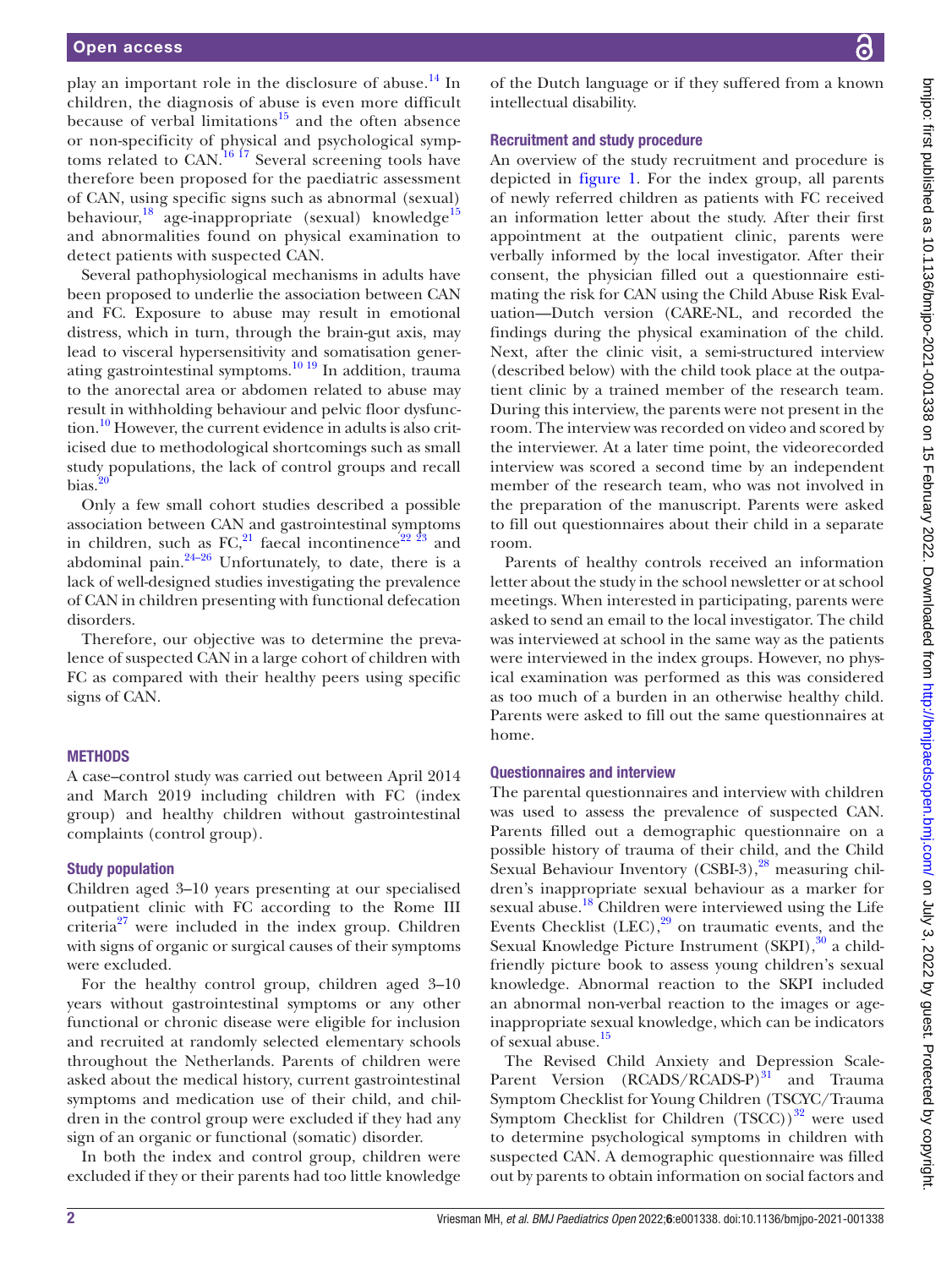play an important role in the disclosure of abuse.[14] In children, the diagnosis of abuse is even more difficult because of verbal limitations[15] and the often absence or non-specificity of physical and psychological symptoms related to CAN.[16 17] Several screening tools have therefore been proposed for the paediatric assessment of CAN, using specific signs such as abnormal (sexual) behaviour,[18] age-inappropriate (sexual) knowledge[15] and abnormalities found on physical examination to detect patients with suspected CAN.

Several pathophysiological mechanisms in adults have been proposed to underlie the association between CAN and FC. Exposure to abuse may result in emotional distress, which in turn, through the brain-gut axis, may lead to visceral hypersensitivity and somatisation generating gastrointestinal symptoms.[10 19] In addition, trauma to the anorectal area or abdomen related to abuse may result in withholding behaviour and pelvic floor dysfunction.[10] However, the current evidence in adults is also criticised due to methodological shortcomings such as small study populations, the lack of control groups and recall bias.[20]

Only a few small cohort studies described a possible association between CAN and gastrointestinal symptoms in children, such as FC,[21] faecal incontinence[22 23] and abdominal pain.[24–26] Unfortunately, to date, there is a lack of well-designed studies investigating the prevalence of CAN in children presenting with functional defecation disorders.

Therefore, our objective was to determine the prevalence of suspected CAN in a large cohort of children with FC as compared with their healthy peers using specific signs of CAN.

## METHODS

A case–control study was carried out between April 2014 and March 2019 including children with FC (index group) and healthy children without gastrointestinal complaints (control group).

### Study population

Children aged 3–10 years presenting at our specialised outpatient clinic with FC according to the Rome III criteria[27] were included in the index group. Children with signs of organic or surgical causes of their symptoms were excluded.

For the healthy control group, children aged 3–10 years without gastrointestinal symptoms or any other functional or chronic disease were eligible for inclusion and recruited at randomly selected elementary schools throughout the Netherlands. Parents of children were asked about the medical history, current gastrointestinal symptoms and medication use of their child, and children in the control group were excluded if they had any sign of an organic or functional (somatic) disorder.

In both the index and control group, children were excluded if they or their parents had too little knowledge of the Dutch language or if they suffered from a known intellectual disability.

### Recruitment and study procedure

An overview of the study recruitment and procedure is depicted in figure 1. For the index group, all parents of newly referred children as patients with FC received an information letter about the study. After their first appointment at the outpatient clinic, parents were verbally informed by the local investigator. After their consent, the physician filled out a questionnaire estimating the risk for CAN using the Child Abuse Risk Evaluation—Dutch version (CARE-NL, and recorded the findings during the physical examination of the child. Next, after the clinic visit, a semi-structured interview (described below) with the child took place at the outpatient clinic by a trained member of the research team. During this interview, the parents were not present in the room. The interview was recorded on video and scored by the interviewer. At a later time point, the videorecorded interview was scored a second time by an independent member of the research team, who was not involved in the preparation of the manuscript. Parents were asked to fill out questionnaires about their child in a separate room.

Parents of healthy controls received an information letter about the study in the school newsletter or at school meetings. When interested in participating, parents were asked to send an email to the local investigator. The child was interviewed at school in the same way as the patients were interviewed in the index groups. However, no physical examination was performed as this was considered as too much of a burden in an otherwise healthy child. Parents were asked to fill out the same questionnaires at home.

### Questionnaires and interview

The parental questionnaires and interview with children was used to assess the prevalence of suspected CAN. Parents filled out a demographic questionnaire on a possible history of trauma of their child, and the Child Sexual Behaviour Inventory (CSBI-3),[28] measuring children's inappropriate sexual behaviour as a marker for sexual abuse.[18] Children were interviewed using the Life Events Checklist (LEC),[29] on traumatic events, and the Sexual Knowledge Picture Instrument (SKPI),[30] a child-friendly picture book to assess young children's sexual knowledge. Abnormal reaction to the SKPI included an abnormal non-verbal reaction to the images or age-inappropriate sexual knowledge, which can be indicators of sexual abuse.[15]

The Revised Child Anxiety and Depression Scale-Parent Version (RCADS/RCADS-P)[31] and Trauma Symptom Checklist for Young Children (TSCYC/Trauma Symptom Checklist for Children (TSCC))[32] were used to determine psychological symptoms in children with suspected CAN. A demographic questionnaire was filled out by parents to obtain information on social factors and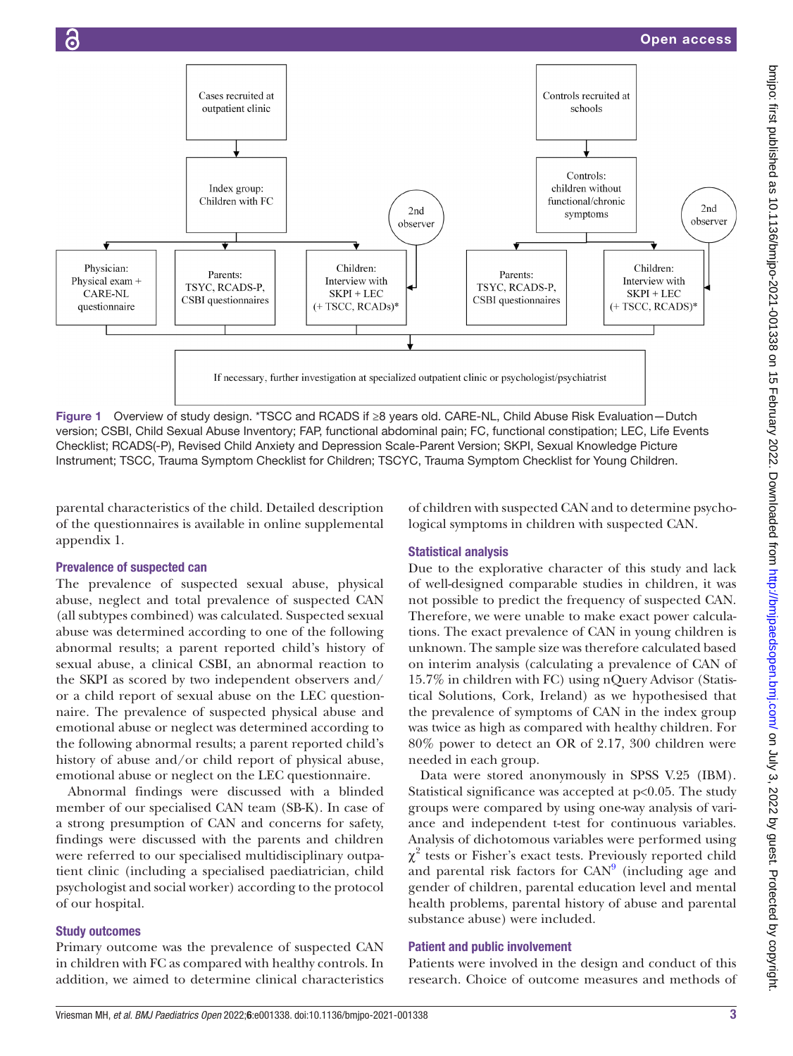Figure 1 Overview of study design. *TSCC and RCADS if ≥8 years old. CARE-NL, Child Abuse Risk Evaluation—Dutch version; CSBI, Child Sexual Abuse Inventory; FAP, functional abdominal pain; FC, functional constipation; LEC, Life Events Checklist; RCADS(-P), Revised Child Anxiety and Depression Scale-Parent Version; SKPI, Sexual Knowledge Picture Instrument; TSCC, Trauma Symptom Checklist for Children; TSCYC, Trauma Symptom Checklist for Young Children.

parental characteristics of the child. Detailed description of the questionnaires is available in online supplemental appendix 1.

### Prevalence of suspected can

The prevalence of suspected sexual abuse, physical abuse, neglect and total prevalence of suspected CAN (all subtypes combined) was calculated. Suspected sexual abuse was determined according to one of the following abnormal results; a parent reported child's history of sexual abuse, a clinical CSBI, an abnormal reaction to the SKPI as scored by two independent observers and/or a child report of sexual abuse on the LEC questionnaire. The prevalence of suspected physical abuse and emotional abuse or neglect was determined according to the following abnormal results; a parent reported child's history of abuse and/or child report of physical abuse, emotional abuse or neglect on the LEC questionnaire.

Abnormal findings were discussed with a blinded member of our specialised CAN team (SB-K). In case of a strong presumption of CAN and concerns for safety, findings were discussed with the parents and children were referred to our specialised multidisciplinary outpatient clinic (including a specialised paediatrician, child psychologist and social worker) according to the protocol of our hospital.

### Study outcomes

Primary outcome was the prevalence of suspected CAN in children with FC as compared with healthy controls. In addition, we aimed to determine clinical characteristics of children with suspected CAN and to determine psychological symptoms in children with suspected CAN.

### Statistical analysis

Due to the explorative character of this study and lack of well-designed comparable studies in children, it was not possible to predict the frequency of suspected CAN. Therefore, we were unable to make exact power calculations. The exact prevalence of CAN in young children is unknown. The sample size was therefore calculated based on interim analysis (calculating a prevalence of CAN of 15.7% in children with FC) using nQuery Advisor (Statistical Solutions, Cork, Ireland) as we hypothesised that the prevalence of symptoms of CAN in the index group was twice as high as compared with healthy children. For 80% power to detect an OR of 2.17, 300 children were needed in each group.

Data were stored anonymously in SPSS V.25 (IBM). Statistical significance was accepted at $p<0.05$. The study groups were compared by using one-way analysis of variance and independent t-test for continuous variables. Analysis of dichotomous variables were performed using $\chi^2$ tests or Fisher's exact tests. Previously reported child and parental risk factors for CAN[9] (including age and gender of children, parental education level and mental health problems, parental history of abuse and parental substance abuse) were included.

### Patient and public involvement

Patients were involved in the design and conduct of this research. Choice of outcome measures and methods of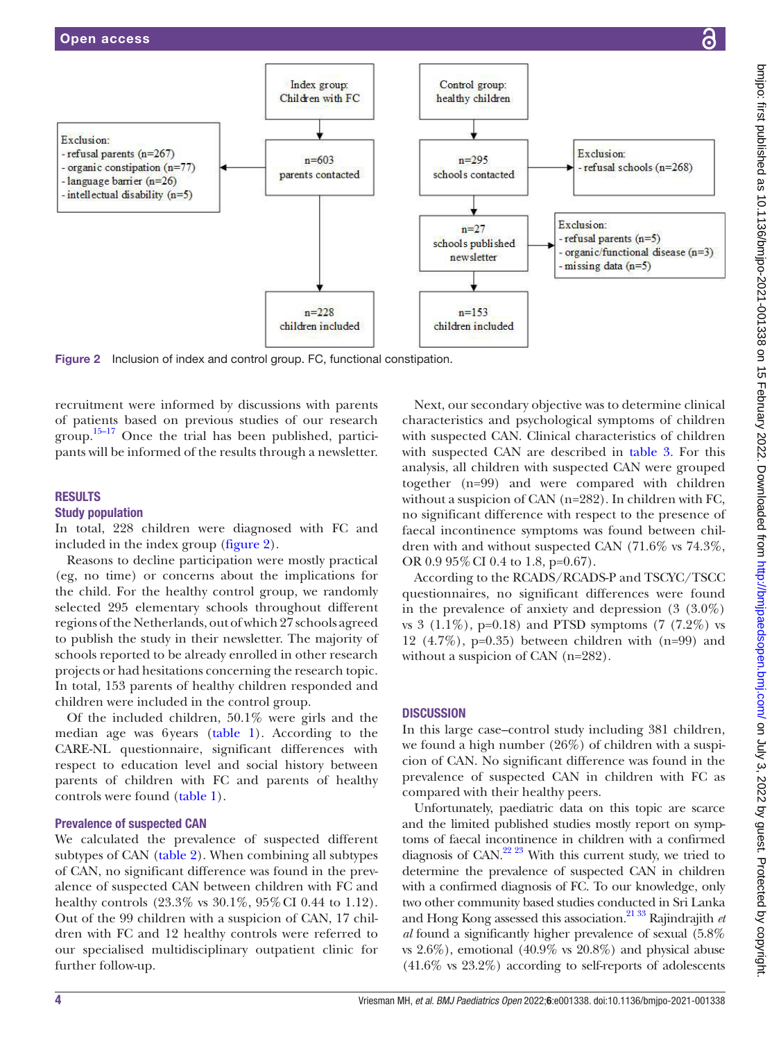Index group: Children with FC → n=603 parents contacted → n=228 children included

Exclusion:
- refusal parents (n=267)
- organic constipation (n=77)
- language barrier (n=26)
- intellectual disability (n=5)

Control group: healthy children → n=295 schools contacted → n=27 schools published newsletter → n=153 children included

Exclusion:
- refusal schools (n=268)

Exclusion:
- refusal parents (n=5)
- organic/functional disease (n=3)
- missing data (n=5)

Figure 2 Inclusion of index and control group. FC, functional constipation.

recruitment were informed by discussions with parents of patients based on previous studies of our research group.[15–17] Once the trial has been published, participants will be informed of the results through a newsletter.

## RESULTS

### Study population

In total, 228 children were diagnosed with FC and included in the index group (figure 2).

Reasons to decline participation were mostly practical (eg, no time) or concerns about the implications for the child. For the healthy control group, we randomly selected 295 elementary schools throughout different regions of the Netherlands, out of which 27 schools agreed to publish the study in their newsletter. The majority of schools reported to be already enrolled in other research projects or had hesitations concerning the research topic. In total, 153 parents of healthy children responded and children were included in the control group.

Of the included children, 50.1% were girls and the median age was 6 years (table 1). According to the CARE-NL questionnaire, significant differences with respect to education level and social history between parents of children with FC and parents of healthy controls were found (table 1).

### Prevalence of suspected CAN

We calculated the prevalence of suspected different subtypes of CAN (table 2). When combining all subtypes of CAN, no significant difference was found in the prevalence of suspected CAN between children with FC and healthy controls (23.3% vs 30.1%, 95% CI 0.44 to 1.12). Out of the 99 children with a suspicion of CAN, 17 children with FC and 12 healthy controls were referred to our specialised multidisciplinary outpatient clinic for further follow-up.

Next, our secondary objective was to determine clinical characteristics and psychological symptoms of children with suspected CAN. Clinical characteristics of children with suspected CAN are described in table 3. For this analysis, all children with suspected CAN were grouped together (n=99) and were compared with children without a suspicion of CAN (n=282). In children with FC, no significant difference with respect to the presence of faecal incontinence symptoms was found between children with and without suspected CAN (71.6% vs 74.3%, OR 0.9 95% CI 0.4 to 1.8, p=0.67).

According to the RCADS/RCADS-P and TSCYC/TSCC questionnaires, no significant differences were found in the prevalence of anxiety and depression (3 (3.0%) vs 3 (1.1%), p=0.18) and PTSD symptoms (7 (7.2%) vs 12 (4.7%), p=0.35) between children with (n=99) and without a suspicion of CAN (n=282).

## DISCUSSION

In this large case–control study including 381 children, we found a high number (26%) of children with a suspicion of CAN. No significant difference was found in the prevalence of suspected CAN in children with FC as compared with their healthy peers.

Unfortunately, paediatric data on this topic are scarce and the limited published studies mostly report on symptoms of faecal incontinence in children with a confirmed diagnosis of CAN.[22 23] With this current study, we tried to determine the prevalence of suspected CAN in children with a confirmed diagnosis of FC. To our knowledge, only two other community based studies conducted in Sri Lanka and Hong Kong assessed this association.[21 33] Rajindrajith *et al* found a significantly higher prevalence of sexual (5.8% vs 2.6%), emotional (40.9% vs 20.8%) and physical abuse (41.6% vs 23.2%) according to self-reports of adolescents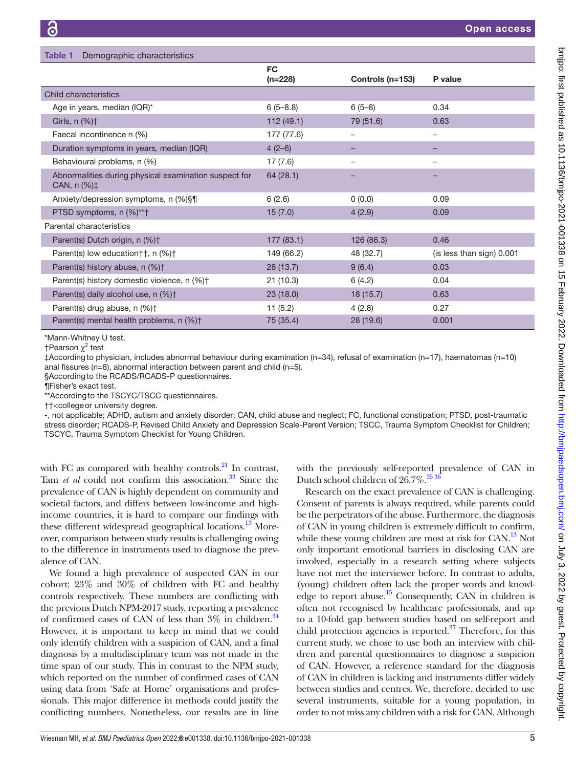**Table 1** Demographic characteristics

| | FC (n=228) | Controls (n=153) | P value |
|---|---|---|---|
| Child characteristics | | | |
| Age in years, median (IQR)* | 6 (5–8.8) | 6 (5–8) | 0.34 |
| Girls, n (%)† | 112 (49.1) | 79 (51.6) | 0.63 |
| Faecal incontinence n (%) | 177 (77.6) | – | – |
| Duration symptoms in years, median (IQR) | 4 (2–6) | – | – |
| Behavioural problems, n (%) | 17 (7.6) | – | – |
| Abnormalities during physical examination suspect for CAN, n (%)‡ | 64 (28.1) | – | – |
| Anxiety/depression symptoms, n (%)§¶ | 6 (2.6) | 0 (0.0) | 0.09 |
| PTSD symptoms, n (%)**† | 15 (7.0) | 4 (2.9) | 0.09 |
| Parental characteristics | | | |
| Parent(s) Dutch origin, n (%)† | 177 (83.1) | 126 (86.3) | 0.46 |
| Parent(s) low education††, n (%)† | 149 (66.2) | 48 (32.7) | (is less than sign) 0.001 |
| Parent(s) history abuse, n (%)† | 28 (13.7) | 9 (6.4) | 0.03 |
| Parent(s) history domestic violence, n (%)† | 21 (10.3) | 6 (4.2) | 0.04 |
| Parent(s) daily alcohol use, n (%)† | 23 (18.0) | 18 (15.7) | 0.63 |
| Parent(s) drug abuse, n (%)† | 11 (5.2) | 4 (2.8) | 0.27 |
| Parent(s) mental health problems, n (%)† | 75 (35.4) | 28 (19.6) | 0.001 |

*Mann-Whitney U test.
†Pearson $\chi^2$ test
‡According to physician, includes abnormal behaviour during examination (n=34), refusal of examination (n=17), haematomas (n=10) anal fissures (n=8), abnormal interaction between parent and child (n=5).
§According to the RCADS/RCADS-P questionnaires.
¶Fisher's exact test.
**According to the TSCYC/TSCC questionnaires.
††<college or university degree.
-, not applicable; ADHD, autism and anxiety disorder; CAN, child abuse and neglect; FC, functional constipation; PTSD, post-traumatic stress disorder; RCADS-P, Revised Child Anxiety and Depression Scale-Parent Version; TSCC, Trauma Symptom Checklist for Children; TSCYC, Trauma Symptom Checklist for Young Children.

with FC as compared with healthy controls.[21] In contrast, Tam *et al* could not confirm this association.[33] Since the prevalence of CAN is highly dependent on community and societal factors, and differs between low-income and high-income countries, it is hard to compare our findings with these different widespread geographical locations.[13] Moreover, comparison between study results is challenging owing to the difference in instruments used to diagnose the prevalence of CAN.

We found a high prevalence of suspected CAN in our cohort; 23% and 30% of children with FC and healthy controls respectively. These numbers are conflicting with the previous Dutch NPM-2017 study, reporting a prevalence of confirmed cases of CAN of less than 3% in children.[34] However, it is important to keep in mind that we could only identify children with a suspicion of CAN, and a final diagnosis by a multidisciplinary team was not made in the time span of our study. This in contrast to the NPM study, which reported on the number of confirmed cases of CAN using data from 'Safe at Home' organisations and professionals. This major difference in methods could justify the conflicting numbers. Nonetheless, our results are in line with the previously self-reported prevalence of CAN in Dutch school children of 26.7%.[35 36]

Research on the exact prevalence of CAN is challenging. Consent of parents is always required, while parents could be the perpetrators of the abuse. Furthermore, the diagnosis of CAN in young children is extremely difficult to confirm, while these young children are most at risk for CAN.[13] Not only important emotional barriers in disclosing CAN are involved, especially in a research setting where subjects have not met the interviewer before. In contrast to adults, (young) children often lack the proper words and knowledge to report abuse.[15] Consequently, CAN in children is often not recognised by healthcare professionals, and up to a 10-fold gap between studies based on self-report and child protection agencies is reported.[37] Therefore, for this current study, we chose to use both an interview with children and parental questionnaires to diagnose a suspicion of CAN. However, a reference standard for the diagnosis of CAN in children is lacking and instruments differ widely between studies and centres. We, therefore, decided to use several instruments, suitable for a young population, in order to not miss any children with a risk for CAN. Although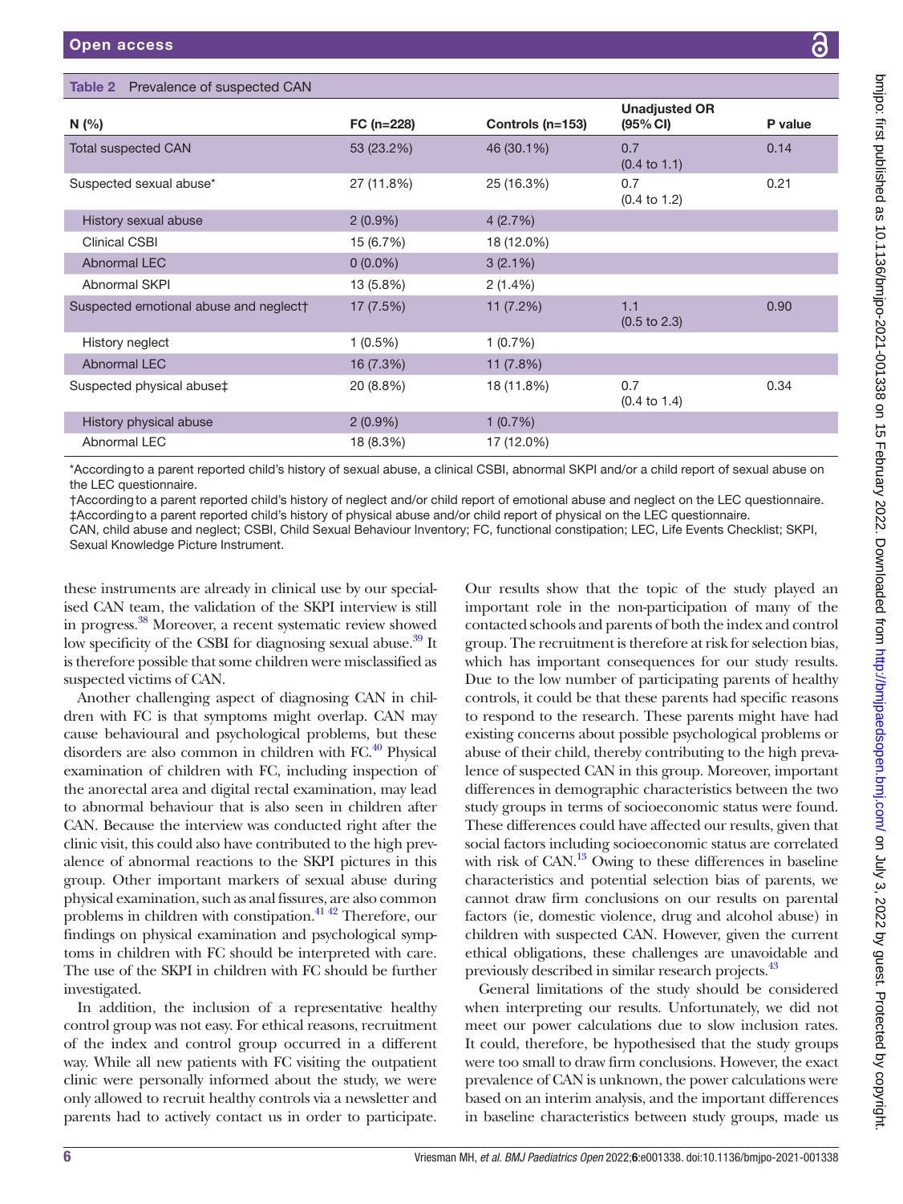Table 2 Prevalence of suspected CAN

| N (%) | FC (n=228) | Controls (n=153) | Unadjusted OR (95% CI) | P value |
|---|---|---|---|---|
| Total suspected CAN | 53 (23.2%) | 46 (30.1%) | 0.7 (0.4 to 1.1) | 0.14 |
| Suspected sexual abuse* | 27 (11.8%) | 25 (16.3%) | 0.7 (0.4 to 1.2) | 0.21 |
| History sexual abuse | 2 (0.9%) | 4 (2.7%) | | |
| Clinical CSBI | 15 (6.7%) | 18 (12.0%) | | |
| Abnormal LEC | 0 (0.0%) | 3 (2.1%) | | |
| Abnormal SKPI | 13 (5.8%) | 2 (1.4%) | | |
| Suspected emotional abuse and neglect† | 17 (7.5%) | 11 (7.2%) | 1.1 (0.5 to 2.3) | 0.90 |
| History neglect | 1 (0.5%) | 1 (0.7%) | | |
| Abnormal LEC | 16 (7.3%) | 11 (7.8%) | | |
| Suspected physical abuse‡ | 20 (8.8%) | 18 (11.8%) | 0.7 (0.4 to 1.4) | 0.34 |
| History physical abuse | 2 (0.9%) | 1 (0.7%) | | |
| Abnormal LEC | 18 (8.3%) | 17 (12.0%) | | |

*According to a parent reported child's history of sexual abuse, a clinical CSBI, abnormal SKPI and/or a child report of sexual abuse on the LEC questionnaire.
†According to a parent reported child's history of neglect and/or child report of emotional abuse and neglect on the LEC questionnaire.
‡According to a parent reported child's history of physical abuse and/or child report of physical on the LEC questionnaire.
CAN, child abuse and neglect; CSBI, Child Sexual Behaviour Inventory; FC, functional constipation; LEC, Life Events Checklist; SKPI, Sexual Knowledge Picture Instrument.

these instruments are already in clinical use by our specialised CAN team, the validation of the SKPI interview is still in progress.[38] Moreover, a recent systematic review showed low specificity of the CSBI for diagnosing sexual abuse.[39] It is therefore possible that some children were misclassified as suspected victims of CAN.

Another challenging aspect of diagnosing CAN in children with FC is that symptoms might overlap. CAN may cause behavioural and psychological problems, but these disorders are also common in children with FC.[40] Physical examination of children with FC, including inspection of the anorectal area and digital rectal examination, may lead to abnormal behaviour that is also seen in children after CAN. Because the interview was conducted right after the clinic visit, this could also have contributed to the high prevalence of abnormal reactions to the SKPI pictures in this group. Other important markers of sexual abuse during physical examination, such as anal fissures, are also common problems in children with constipation.[41 42] Therefore, our findings on physical examination and psychological symptoms in children with FC should be interpreted with care. The use of the SKPI in children with FC should be further investigated.

In addition, the inclusion of a representative healthy control group was not easy. For ethical reasons, recruitment of the index and control group occurred in a different way. While all new patients with FC visiting the outpatient clinic were personally informed about the study, we were only allowed to recruit healthy controls via a newsletter and parents had to actively contact us in order to participate. Our results show that the topic of the study played an important role in the non-participation of many of the contacted schools and parents of both the index and control group. The recruitment is therefore at risk for selection bias, which has important consequences for our study results. Due to the low number of participating parents of healthy controls, it could be that these parents had specific reasons to respond to the research. These parents might have had existing concerns about possible psychological problems or abuse of their child, thereby contributing to the high prevalence of suspected CAN in this group. Moreover, important differences in demographic characteristics between the two study groups in terms of socioeconomic status were found. These differences could have affected our results, given that social factors including socioeconomic status are correlated with risk of CAN.[13] Owing to these differences in baseline characteristics and potential selection bias of parents, we cannot draw firm conclusions on our results on parental factors (ie, domestic violence, drug and alcohol abuse) in children with suspected CAN. However, given the current ethical obligations, these challenges are unavoidable and previously described in similar research projects.[43]

General limitations of the study should be considered when interpreting our results. Unfortunately, we did not meet our power calculations due to slow inclusion rates. It could, therefore, be hypothesised that the study groups were too small to draw firm conclusions. However, the exact prevalence of CAN is unknown, the power calculations were based on an interim analysis, and the important differences in baseline characteristics between study groups, made us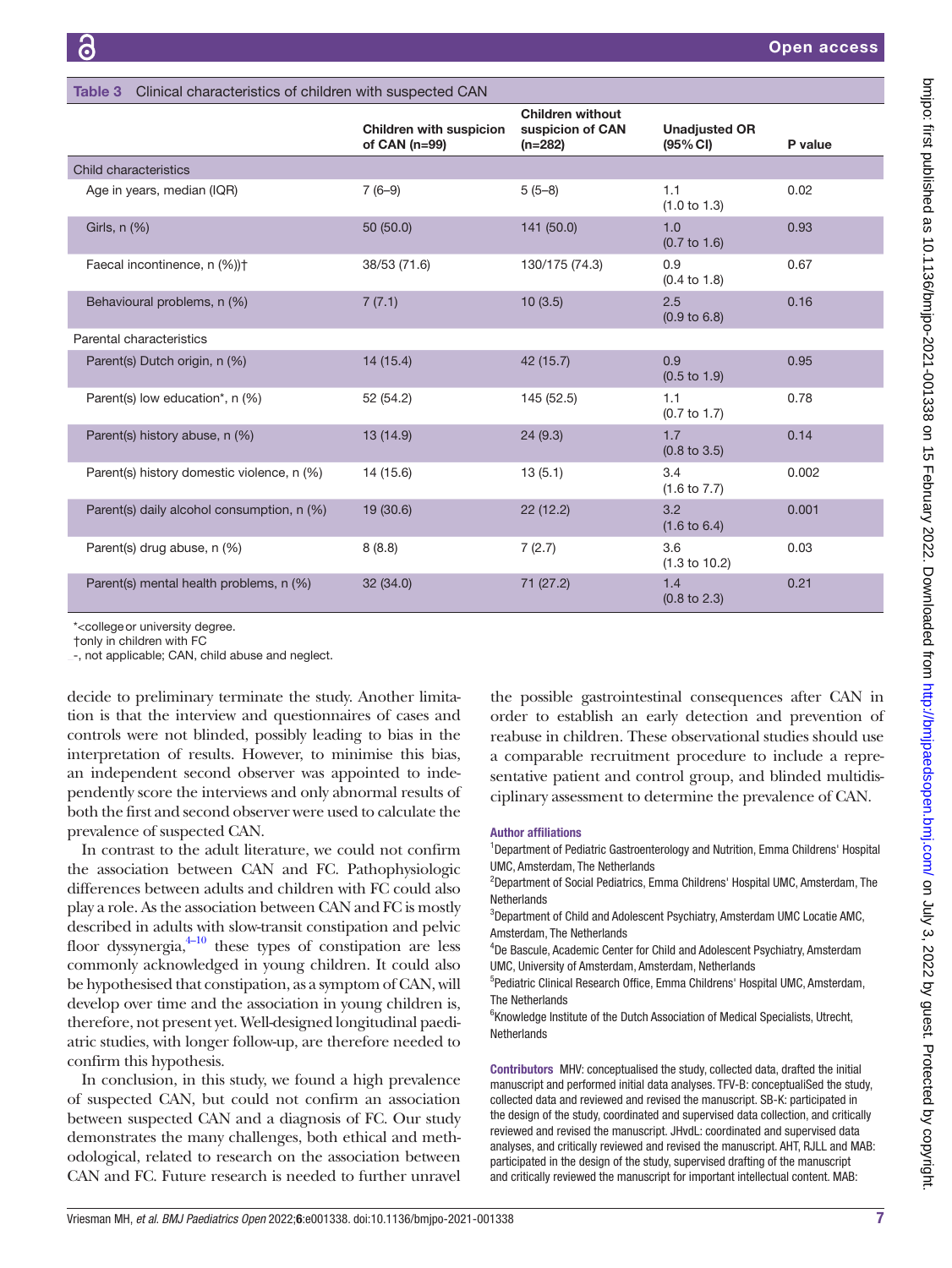**Table 3** Clinical characteristics of children with suspected CAN

| | Children with suspicion of CAN (n=99) | Children without suspicion of CAN (n=282) | Unadjusted OR (95% CI) | P value |
|---|---|---|---|---|
| **Child characteristics** | | | | |
| Age in years, median (IQR) | 7 (6–9) | 5 (5–8) | 1.1 (1.0 to 1.3) | 0.02 |
| Girls, n (%) | 50 (50.0) | 141 (50.0) | 1.0 (0.7 to 1.6) | 0.93 |
| Faecal incontinence, n (%))† | 38/53 (71.6) | 130/175 (74.3) | 0.9 (0.4 to 1.8) | 0.67 |
| Behavioural problems, n (%) | 7 (7.1) | 10 (3.5) | 2.5 (0.9 to 6.8) | 0.16 |
| **Parental characteristics** | | | | |
| Parent(s) Dutch origin, n (%) | 14 (15.4) | 42 (15.7) | 0.9 (0.5 to 1.9) | 0.95 |
| Parent(s) low education*, n (%) | 52 (54.2) | 145 (52.5) | 1.1 (0.7 to 1.7) | 0.78 |
| Parent(s) history abuse, n (%) | 13 (14.9) | 24 (9.3) | 1.7 (0.8 to 3.5) | 0.14 |
| Parent(s) history domestic violence, n (%) | 14 (15.6) | 13 (5.1) | 3.4 (1.6 to 7.7) | 0.002 |
| Parent(s) daily alcohol consumption, n (%) | 19 (30.6) | 22 (12.2) | 3.2 (1.6 to 6.4) | 0.001 |
| Parent(s) drug abuse, n (%) | 8 (8.8) | 7 (2.7) | 3.6 (1.3 to 10.2) | 0.03 |
| Parent(s) mental health problems, n (%) | 32 (34.0) | 71 (27.2) | 1.4 (0.8 to 2.3) | 0.21 |

*<college or university degree.
†only in children with FC
-, not applicable; CAN, child abuse and neglect.

decide to preliminary terminate the study. Another limitation is that the interview and questionnaires of cases and controls were not blinded, possibly leading to bias in the interpretation of results. However, to minimise this bias, an independent second observer was appointed to independently score the interviews and only abnormal results of both the first and second observer were used to calculate the prevalence of suspected CAN.

In contrast to the adult literature, we could not confirm the association between CAN and FC. Pathophysiologic differences between adults and children with FC could also play a role. As the association between CAN and FC is mostly described in adults with slow-transit constipation and pelvic floor dyssynergia,[4–10] these types of constipation are less commonly acknowledged in young children. It could also be hypothesised that constipation, as a symptom of CAN, will develop over time and the association in young children is, therefore, not present yet. Well-designed longitudinal paediatric studies, with longer follow-up, are therefore needed to confirm this hypothesis.

In conclusion, in this study, we found a high prevalence of suspected CAN, but could not confirm an association between suspected CAN and a diagnosis of FC. Our study demonstrates the many challenges, both ethical and methodological, related to research on the association between CAN and FC. Future research is needed to further unravel the possible gastrointestinal consequences after CAN in order to establish an early detection and prevention of reabuse in children. These observational studies should use a comparable recruitment procedure to include a representative patient and control group, and blinded multidisciplinary assessment to determine the prevalence of CAN.

**Author affiliations**

[1]Department of Pediatric Gastroenterology and Nutrition, Emma Childrens' Hospital UMC, Amsterdam, The Netherlands
[2]Department of Social Pediatrics, Emma Childrens' Hospital UMC, Amsterdam, The Netherlands
[3]Department of Child and Adolescent Psychiatry, Amsterdam UMC Locatie AMC, Amsterdam, The Netherlands
[4]De Bascule, Academic Center for Child and Adolescent Psychiatry, Amsterdam UMC, University of Amsterdam, Amsterdam, Netherlands
[5]Pediatric Clinical Research Office, Emma Childrens' Hospital UMC, Amsterdam, The Netherlands
[6]Knowledge Institute of the Dutch Association of Medical Specialists, Utrecht, Netherlands

**Contributors** MHV: conceptualised the study, collected data, drafted the initial manuscript and performed initial data analyses. TFV-B: conceptualiSed the study, collected data and reviewed and revised the manuscript. SB-K: participated in the design of the study, coordinated and supervised data collection, and critically reviewed and revised the manuscript. JHvdL: coordinated and supervised data analyses, and critically reviewed and revised the manuscript. AHT, RJLL and MAB: participated in the design of the study, supervised drafting of the manuscript and critically reviewed the manuscript for important intellectual content. MAB: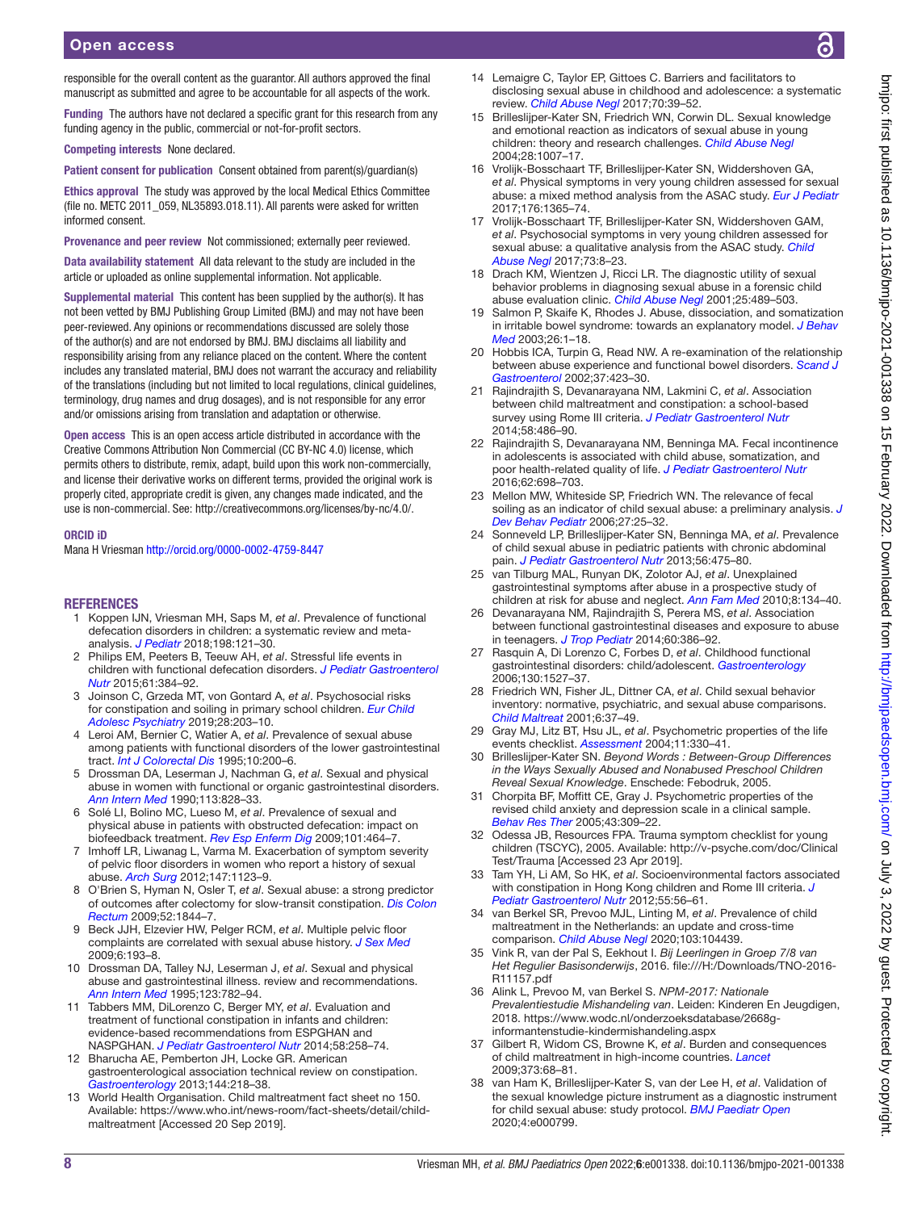responsible for the overall content as the guarantor. All authors approved the final manuscript as submitted and agree to be accountable for all aspects of the work.

**Funding** The authors have not declared a specific grant for this research from any funding agency in the public, commercial or not-for-profit sectors.

**Competing interests** None declared.

**Patient consent for publication** Consent obtained from parent(s)/guardian(s)

**Ethics approval** The study was approved by the local Medical Ethics Committee (file no. METC 2011_059, NL35893.018.11). All parents were asked for written informed consent.

**Provenance and peer review** Not commissioned; externally peer reviewed.

**Data availability statement** All data relevant to the study are included in the article or uploaded as online supplemental information. Not applicable.

**Supplemental material** This content has been supplied by the author(s). It has not been vetted by BMJ Publishing Group Limited (BMJ) and may not have been peer-reviewed. Any opinions or recommendations discussed are solely those of the author(s) and are not endorsed by BMJ. BMJ disclaims all liability and responsibility arising from any reliance placed on the content. Where the content includes any translated material, BMJ does not warrant the accuracy and reliability of the translations (including but not limited to local regulations, clinical guidelines, terminology, drug names and drug dosages), and is not responsible for any error and/or omissions arising from translation and adaptation or otherwise.

**Open access** This is an open access article distributed in accordance with the Creative Commons Attribution Non Commercial (CC BY-NC 4.0) license, which permits others to distribute, remix, adapt, build upon this work non-commercially, and license their derivative works on different terms, provided the original work is properly cited, appropriate credit is given, any changes made indicated, and the use is non-commercial. See: http://creativecommons.org/licenses/by-nc/4.0/.

**ORCID iD**

Mana H Vriesman http://orcid.org/0000-0002-4759-8447

## REFERENCES

1. Koppen IJN, Vriesman MH, Saps M, *et al*. Prevalence of functional defecation disorders in children: a systematic review and meta-analysis. *J Pediatr* 2018;198:121–30.
2. Philips EM, Peeters B, Teeuw AH, *et al*. Stressful life events in children with functional defecation disorders. *J Pediatr Gastroenterol Nutr* 2015;61:384–92.
3. Joinson C, Grzeda MT, von Gontard A, *et al*. Psychosocial risks for constipation and soiling in primary school children. *Eur Child Adolesc Psychiatry* 2019;28:203–10.
4. Leroi AM, Bernier C, Watier A, *et al*. Prevalence of sexual abuse among patients with functional disorders of the lower gastrointestinal tract. *Int J Colorectal Dis* 1995;10:200–6.
5. Drossman DA, Leserman J, Nachman G, *et al*. Sexual and physical abuse in women with functional or organic gastrointestinal disorders. *Ann Intern Med* 1990;113:828–33.
6. Solé LI, Bolino MC, Lueso M, *et al*. Prevalence of sexual and physical abuse in patients with obstructed defecation: impact on biofeedback treatment. *Rev Esp Enferm Dig* 2009;101:464–7.
7. Imhoff LR, Liwanag L, Varma M. Exacerbation of symptom severity of pelvic floor disorders in women who report a history of sexual abuse. *Arch Surg* 2012;147:1123–9.
8. O'Brien S, Hyman N, Osler T, *et al*. Sexual abuse: a strong predictor of outcomes after colectomy for slow-transit constipation. *Dis Colon Rectum* 2009;52:1844–7.
9. Beck JJH, Elzevier HW, Pelger RCM, *et al*. Multiple pelvic floor complaints are correlated with sexual abuse history. *J Sex Med* 2009;6:193–8.
10. Drossman DA, Talley NJ, Leserman J, *et al*. Sexual and physical abuse and gastrointestinal illness. review and recommendations. *Ann Intern Med* 1995;123:782–94.
11. Tabbers MM, DiLorenzo C, Berger MY, *et al*. Evaluation and treatment of functional constipation in infants and children: evidence-based recommendations from ESPGHAN and NASPGHAN. *J Pediatr Gastroenterol Nutr* 2014;58:258–74.
12. Bharucha AE, Pemberton JH, Locke GR. American gastroenterological association technical review on constipation. *Gastroenterology* 2013;144:218–38.
13. World Health Organisation. Child maltreatment fact sheet no 150. Available: https://www.who.int/news-room/fact-sheets/detail/child-maltreatment [Accessed 20 Sep 2019].
14. Lemaigre C, Taylor EP, Gittoes C. Barriers and facilitators to disclosing sexual abuse in childhood and adolescence: a systematic review. *Child Abuse Negl* 2017;70:39–52.
15. Brilleslijper-Kater SN, Friedrich WN, Corwin DL. Sexual knowledge and emotional reaction as indicators of sexual abuse in young children: theory and research challenges. *Child Abuse Negl* 2004;28:1007–17.
16. Vrolijk-Bosschaart TF, Brilleslijper-Kater SN, Widdershoven GA, *et al*. Physical symptoms in very young children assessed for sexual abuse: a mixed method analysis from the ASAC study. *Eur J Pediatr* 2017;176:1365–74.
17. Vrolijk-Bosschaart TF, Brilleslijper-Kater SN, Widdershoven GAM, *et al*. Psychosocial symptoms in very young children assessed for sexual abuse: a qualitative analysis from the ASAC study. *Child Abuse Negl* 2017;73:8–23.
18. Drach KM, Wientzen J, Ricci LR. The diagnostic utility of sexual behavior problems in diagnosing sexual abuse in a forensic child abuse evaluation clinic. *Child Abuse Negl* 2001;25:489–503.
19. Salmon P, Skaife K, Rhodes J. Abuse, dissociation, and somatization in irritable bowel syndrome: towards an explanatory model. *J Behav Med* 2003;26:1–18.
20. Hobbis ICA, Turpin G, Read NW. A re-examination of the relationship between abuse experience and functional bowel disorders. *Scand J Gastroenterol* 2002;37:423–30.
21. Rajindrajith S, Devanarayana NM, Lakmini C, *et al*. Association between child maltreatment and constipation: a school-based survey using Rome III criteria. *J Pediatr Gastroenterol Nutr* 2014;58:486–90.
22. Rajindrajith S, Devanarayana NM, Benninga MA. Fecal incontinence in adolescents is associated with child abuse, somatization, and poor health-related quality of life. *J Pediatr Gastroenterol Nutr* 2016;62:698–703.
23. Mellon MW, Whiteside SP, Friedrich WN. The relevance of fecal soiling as an indicator of child sexual abuse: a preliminary analysis. *J Dev Behav Pediatr* 2006;27:25–32.
24. Sonneveld LP, Brilleslijper-Kater SN, Benninga MA, *et al*. Prevalence of child sexual abuse in pediatric patients with chronic abdominal pain. *J Pediatr Gastroenterol Nutr* 2013;56:475–80.
25. van Tilburg MAL, Runyan DK, Zolotor AJ, *et al*. Unexplained gastrointestinal symptoms after abuse in a prospective study of children at risk for abuse and neglect. *Ann Fam Med* 2010;8:134–40.
26. Devanarayana NM, Rajindrajith S, Perera MS, *et al*. Association between functional gastrointestinal diseases and exposure to abuse in teenagers. *J Trop Pediatr* 2014;60:386–92.
27. Rasquin A, Di Lorenzo C, Forbes D, *et al*. Childhood functional gastrointestinal disorders: child/adolescent. *Gastroenterology* 2006;130:1527–37.
28. Friedrich WN, Fisher JL, Dittner CA, *et al*. Child sexual behavior inventory: normative, psychiatric, and sexual abuse comparisons. *Child Maltreat* 2001;6:37–49.
29. Gray MJ, Litz BT, Hsu JL, *et al*. Psychometric properties of the life events checklist. *Assessment* 2004;11:330–41.
30. Brilleslijper-Kater SN. *Beyond Words : Between-Group Differences in the Ways Sexually Abused and Nonabused Preschool Children Reveal Sexual Knowledge*. Enschede: Febodruk, 2005.
31. Chorpita BF, Moffitt CE, Gray J. Psychometric properties of the revised child anxiety and depression scale in a clinical sample. *Behav Res Ther* 2005;43:309–22.
32. Odessa JB, Resources FPA. Trauma symptom checklist for young children (TSCYC), 2005. Available: http://v-psyche.com/doc/Clinical Test/Trauma [Accessed 23 Apr 2019].
33. Tam YH, Li AM, So HK, *et al*. Socioenvironmental factors associated with constipation in Hong Kong children and Rome III criteria. *J Pediatr Gastroenterol Nutr* 2012;55:56–61.
34. van Berkel SR, Prevoo MJL, Linting M, *et al*. Prevalence of child maltreatment in the Netherlands: an update and cross-time comparison. *Child Abuse Negl* 2020;103:104439.
35. Vink R, van der Pal S, Eekhout I. *Bij Leerlingen in Groep 7/8 van Het Regulier Basisonderwijs*, 2016. file:///H:/Downloads/TNO-2016-R11157.pdf
36. Alink L, Prevoo M, van Berkel S. *NPM-2017: Nationale Prevalentiestudie Mishandeling van*. Leiden: Kinderen En Jeugdigen, 2018. https://www.wodc.nl/onderzoeksdatabase/2668g-informantenstudie-kindermishandeling.aspx
37. Gilbert R, Widom CS, Browne K, *et al*. Burden and consequences of child maltreatment in high-income countries. *Lancet* 2009;373:68–81.
38. van Ham K, Brilleslijper-Kater S, van der Lee H, *et al*. Validation of the sexual knowledge picture instrument as a diagnostic instrument for child sexual abuse: study protocol. *BMJ Paediatr Open* 2020;4:e000799.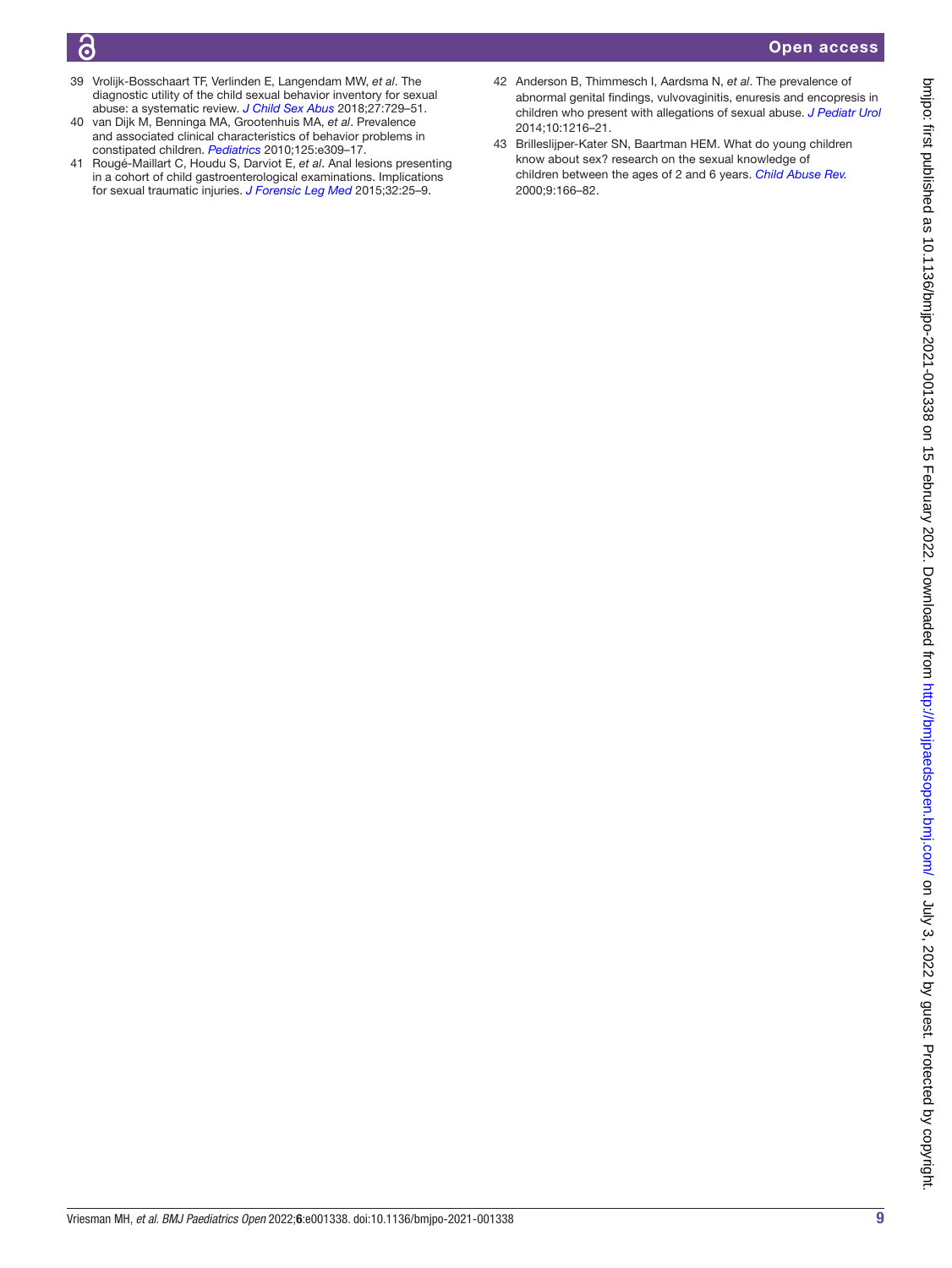39 Vrolijk-Bosschaart TF, Verlinden E, Langendam MW, *et al*. The diagnostic utility of the child sexual behavior inventory for sexual abuse: a systematic review. *J Child Sex Abus* 2018;27:729–51.

40 van Dijk M, Benninga MA, Grootenhuis MA, *et al*. Prevalence and associated clinical characteristics of behavior problems in constipated children. *Pediatrics* 2010;125:e309–17.

41 Rougé-Maillart C, Houdu S, Darviot E, *et al*. Anal lesions presenting in a cohort of child gastroenterological examinations. Implications for sexual traumatic injuries. *J Forensic Leg Med* 2015;32:25–9.

42 Anderson B, Thimmesch I, Aardsma N, *et al*. The prevalence of abnormal genital findings, vulvovaginitis, enuresis and encopresis in children who present with allegations of sexual abuse. *J Pediatr Urol* 2014;10:1216–21.

43 Brilleslijper-Kater SN, Baartman HEM. What do young children know about sex? research on the sexual knowledge of children between the ages of 2 and 6 years. *Child Abuse Rev.* 2000;9:166–82.